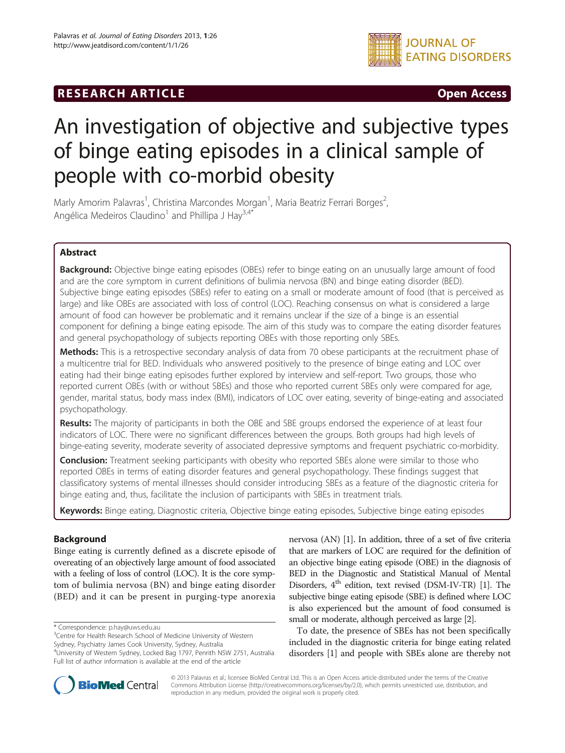**RESEARCH ARTICLE** **Open Access**

# An investigation of objective and subjective types of binge eating episodes in a clinical sample of people with co-morbid obesity

Marly Amorim Palavras[1], Christina Marcondes Morgan[1], Maria Beatriz Ferrari Borges[2], Angélica Medeiros Claudino[1] and Phillipa J Hay[3,4*]

## Abstract

**Background:** Objective binge eating episodes (OBEs) refer to binge eating on an unusually large amount of food and are the core symptom in current definitions of bulimia nervosa (BN) and binge eating disorder (BED). Subjective binge eating episodes (SBEs) refer to eating on a small or moderate amount of food (that is perceived as large) and like OBEs are associated with loss of control (LOC). Reaching consensus on what is considered a large amount of food can however be problematic and it remains unclear if the size of a binge is an essential component for defining a binge eating episode. The aim of this study was to compare the eating disorder features and general psychopathology of subjects reporting OBEs with those reporting only SBEs.

**Methods:** This is a retrospective secondary analysis of data from 70 obese participants at the recruitment phase of a multicentre trial for BED. Individuals who answered positively to the presence of binge eating and LOC over eating had their binge eating episodes further explored by interview and self-report. Two groups, those who reported current OBEs (with or without SBEs) and those who reported current SBEs only were compared for age, gender, marital status, body mass index (BMI), indicators of LOC over eating, severity of binge-eating and associated psychopathology.

**Results:** The majority of participants in both the OBE and SBE groups endorsed the experience of at least four indicators of LOC. There were no significant differences between the groups. Both groups had high levels of binge-eating severity, moderate severity of associated depressive symptoms and frequent psychiatric co-morbidity.

**Conclusion:** Treatment seeking participants with obesity who reported SBEs alone were similar to those who reported OBEs in terms of eating disorder features and general psychopathology. These findings suggest that classificatory systems of mental illnesses should consider introducing SBEs as a feature of the diagnostic criteria for binge eating and, thus, facilitate the inclusion of participants with SBEs in treatment trials.

**Keywords:** Binge eating, Diagnostic criteria, Objective binge eating episodes, Subjective binge eating episodes

## Background

Binge eating is currently defined as a discrete episode of overeating of an objectively large amount of food associated with a feeling of loss of control (LOC). It is the core symptom of bulimia nervosa (BN) and binge eating disorder (BED) and it can be present in purging-type anorexia nervosa (AN) [1]. In addition, three of a set of five criteria that are markers of LOC are required for the definition of an objective binge eating episode (OBE) in the diagnosis of BED in the Diagnostic and Statistical Manual of Mental Disorders, 4th edition, text revised (DSM-IV-TR) [1]. The subjective binge eating episode (SBE) is defined where LOC is also experienced but the amount of food consumed is small or moderate, although perceived as large [2].

To date, the presence of SBEs has not been specifically included in the diagnostic criteria for binge eating related disorders [1] and people with SBEs alone are thereby not

\* Correspondence: p.hay@uws.edu.au
[3]Centre for Health Research School of Medicine University of Western Sydney, Psychiatry James Cook University, Sydney, Australia
[4]University of Western Sydney, Locked Bag 1797, Penrith NSW 2751, Australia
Full list of author information is available at the end of the article

© 2013 Palavras et al.; licensee BioMed Central Ltd. This is an Open Access article distributed under the terms of the Creative Commons Attribution License (http://creativecommons.org/licenses/by/2.0), which permits unrestricted use, distribution, and reproduction in any medium, provided the original work is properly cited.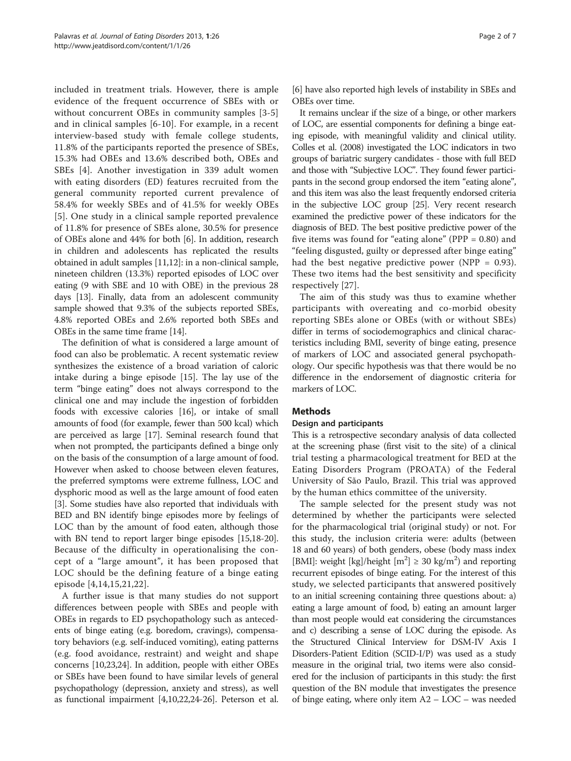included in treatment trials. However, there is ample evidence of the frequent occurrence of SBEs with or without concurrent OBEs in community samples [3-5] and in clinical samples [6-10]. For example, in a recent interview-based study with female college students, 11.8% of the participants reported the presence of SBEs, 15.3% had OBEs and 13.6% described both, OBEs and SBEs [4]. Another investigation in 339 adult women with eating disorders (ED) features recruited from the general community reported current prevalence of 58.4% for weekly SBEs and of 41.5% for weekly OBEs [5]. One study in a clinical sample reported prevalence of 11.8% for presence of SBEs alone, 30.5% for presence of OBEs alone and 44% for both [6]. In addition, research in children and adolescents has replicated the results obtained in adult samples [11,12]: in a non-clinical sample, nineteen children (13.3%) reported episodes of LOC over eating (9 with SBE and 10 with OBE) in the previous 28 days [13]. Finally, data from an adolescent community sample showed that 9.3% of the subjects reported SBEs, 4.8% reported OBEs and 2.6% reported both SBEs and OBEs in the same time frame [14].

The definition of what is considered a large amount of food can also be problematic. A recent systematic review synthesizes the existence of a broad variation of caloric intake during a binge episode [15]. The lay use of the term "binge eating" does not always correspond to the clinical one and may include the ingestion of forbidden foods with excessive calories [16], or intake of small amounts of food (for example, fewer than 500 kcal) which are perceived as large [17]. Seminal research found that when not prompted, the participants defined a binge only on the basis of the consumption of a large amount of food. However when asked to choose between eleven features, the preferred symptoms were extreme fullness, LOC and dysphoric mood as well as the large amount of food eaten [3]. Some studies have also reported that individuals with BED and BN identify binge episodes more by feelings of LOC than by the amount of food eaten, although those with BN tend to report larger binge episodes [15,18-20]. Because of the difficulty in operationalising the concept of a "large amount", it has been proposed that LOC should be the defining feature of a binge eating episode [4,14,15,21,22].

A further issue is that many studies do not support differences between people with SBEs and people with OBEs in regards to ED psychopathology such as antecedents of binge eating (e.g. boredom, cravings), compensatory behaviors (e.g. self-induced vomiting), eating patterns (e.g. food avoidance, restraint) and weight and shape concerns [10,23,24]. In addition, people with either OBEs or SBEs have been found to have similar levels of general psychopathology (depression, anxiety and stress), as well as functional impairment [4,10,22,24-26]. Peterson et al. [6] have also reported high levels of instability in SBEs and OBEs over time.

It remains unclear if the size of a binge, or other markers of LOC, are essential components for defining a binge eating episode, with meaningful validity and clinical utility. Colles et al. (2008) investigated the LOC indicators in two groups of bariatric surgery candidates - those with full BED and those with "Subjective LOC". They found fewer participants in the second group endorsed the item "eating alone", and this item was also the least frequently endorsed criteria in the subjective LOC group [25]. Very recent research examined the predictive power of these indicators for the diagnosis of BED. The best positive predictive power of the five items was found for "eating alone" (PPP = 0.80) and "feeling disgusted, guilty or depressed after binge eating" had the best negative predictive power (NPP = 0.93). These two items had the best sensitivity and specificity respectively [27].

The aim of this study was thus to examine whether participants with overeating and co-morbid obesity reporting SBEs alone or OBEs (with or without SBEs) differ in terms of sociodemographics and clinical characteristics including BMI, severity of binge eating, presence of markers of LOC and associated general psychopathology. Our specific hypothesis was that there would be no difference in the endorsement of diagnostic criteria for markers of LOC.

## Methods

### Design and participants

This is a retrospective secondary analysis of data collected at the screening phase (first visit to the site) of a clinical trial testing a pharmacological treatment for BED at the Eating Disorders Program (PROATA) of the Federal University of São Paulo, Brazil. This trial was approved by the human ethics committee of the university.

The sample selected for the present study was not determined by whether the participants were selected for the pharmacological trial (original study) or not. For this study, the inclusion criteria were: adults (between 18 and 60 years) of both genders, obese (body mass index [BMI]: weight [kg]/height [$m^2$] ≥ 30 kg/$m^2$) and reporting recurrent episodes of binge eating. For the interest of this study, we selected participants that answered positively to an initial screening containing three questions about: a) eating a large amount of food, b) eating an amount larger than most people would eat considering the circumstances and c) describing a sense of LOC during the episode. As the Structured Clinical Interview for DSM-IV Axis I Disorders-Patient Edition (SCID-I/P) was used as a study measure in the original trial, two items were also considered for the inclusion of participants in this study: the first question of the BN module that investigates the presence of binge eating, where only item A2 – LOC – was needed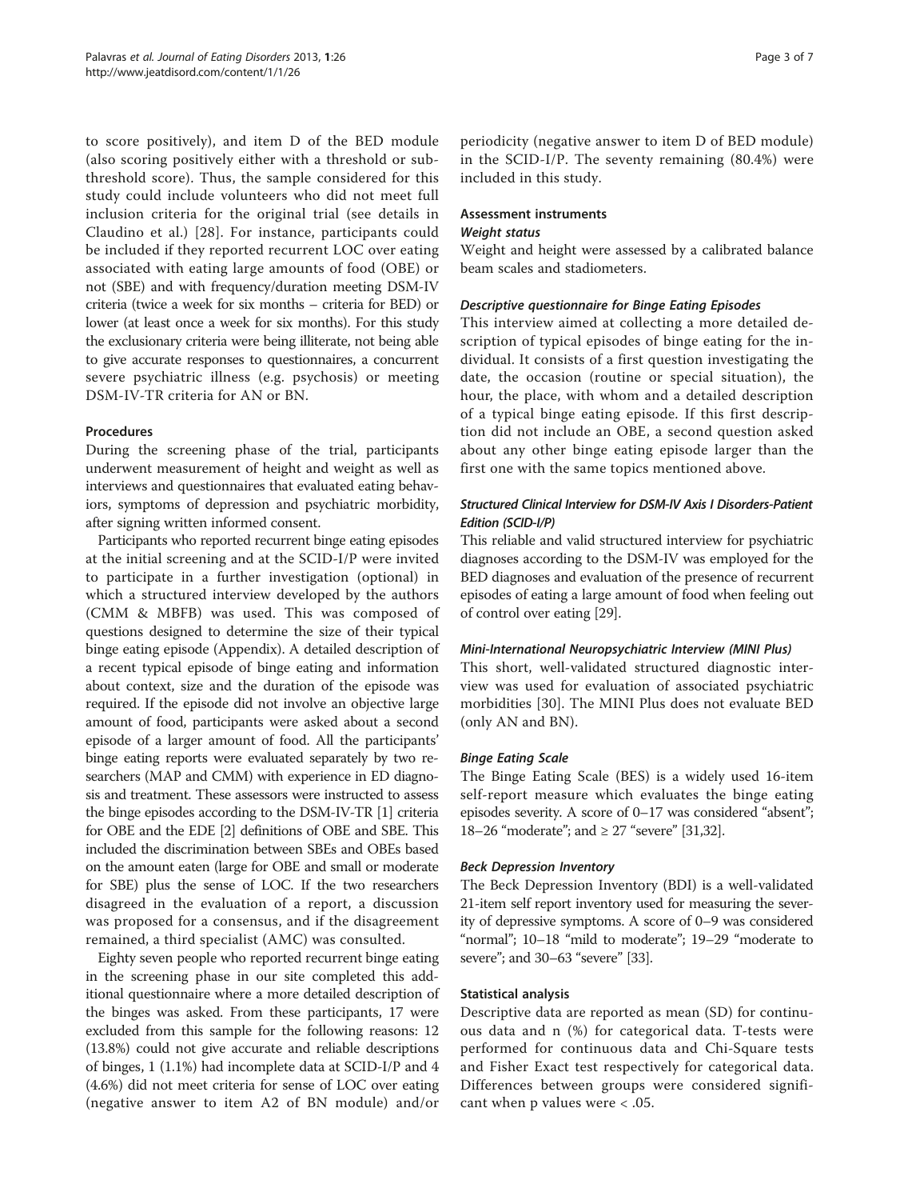to score positively), and item D of the BED module (also scoring positively either with a threshold or subthreshold score). Thus, the sample considered for this study could include volunteers who did not meet full inclusion criteria for the original trial (see details in Claudino et al.) [28]. For instance, participants could be included if they reported recurrent LOC over eating associated with eating large amounts of food (OBE) or not (SBE) and with frequency/duration meeting DSM-IV criteria (twice a week for six months – criteria for BED) or lower (at least once a week for six months). For this study the exclusionary criteria were being illiterate, not being able to give accurate responses to questionnaires, a concurrent severe psychiatric illness (e.g. psychosis) or meeting DSM-IV-TR criteria for AN or BN.

## Procedures

During the screening phase of the trial, participants underwent measurement of height and weight as well as interviews and questionnaires that evaluated eating behaviors, symptoms of depression and psychiatric morbidity, after signing written informed consent.

Participants who reported recurrent binge eating episodes at the initial screening and at the SCID-I/P were invited to participate in a further investigation (optional) in which a structured interview developed by the authors (CMM & MBFB) was used. This was composed of questions designed to determine the size of their typical binge eating episode (Appendix). A detailed description of a recent typical episode of binge eating and information about context, size and the duration of the episode was required. If the episode did not involve an objective large amount of food, participants were asked about a second episode of a larger amount of food. All the participants' binge eating reports were evaluated separately by two researchers (MAP and CMM) with experience in ED diagnosis and treatment. These assessors were instructed to assess the binge episodes according to the DSM-IV-TR [1] criteria for OBE and the EDE [2] definitions of OBE and SBE. This included the discrimination between SBEs and OBEs based on the amount eaten (large for OBE and small or moderate for SBE) plus the sense of LOC. If the two researchers disagreed in the evaluation of a report, a discussion was proposed for a consensus, and if the disagreement remained, a third specialist (AMC) was consulted.

Eighty seven people who reported recurrent binge eating in the screening phase in our site completed this additional questionnaire where a more detailed description of the binges was asked. From these participants, 17 were excluded from this sample for the following reasons: 12 (13.8%) could not give accurate and reliable descriptions of binges, 1 (1.1%) had incomplete data at SCID-I/P and 4 (4.6%) did not meet criteria for sense of LOC over eating (negative answer to item A2 of BN module) and/or periodicity (negative answer to item D of BED module) in the SCID-I/P. The seventy remaining (80.4%) were included in this study.

## Assessment instruments

### *Weight status*

Weight and height were assessed by a calibrated balance beam scales and stadiometers.

### *Descriptive questionnaire for Binge Eating Episodes*

This interview aimed at collecting a more detailed description of typical episodes of binge eating for the individual. It consists of a first question investigating the date, the occasion (routine or special situation), the hour, the place, with whom and a detailed description of a typical binge eating episode. If this first description did not include an OBE, a second question asked about any other binge eating episode larger than the first one with the same topics mentioned above.

### *Structured Clinical Interview for DSM-IV Axis I Disorders-Patient Edition (SCID-I/P)*

This reliable and valid structured interview for psychiatric diagnoses according to the DSM-IV was employed for the BED diagnoses and evaluation of the presence of recurrent episodes of eating a large amount of food when feeling out of control over eating [29].

### *Mini-International Neuropsychiatric Interview (MINI Plus)*

This short, well-validated structured diagnostic interview was used for evaluation of associated psychiatric morbidities [30]. The MINI Plus does not evaluate BED (only AN and BN).

### *Binge Eating Scale*

The Binge Eating Scale (BES) is a widely used 16-item self-report measure which evaluates the binge eating episodes severity. A score of 0–17 was considered "absent"; 18–26 "moderate"; and ≥ 27 "severe" [31,32].

### *Beck Depression Inventory*

The Beck Depression Inventory (BDI) is a well-validated 21-item self report inventory used for measuring the severity of depressive symptoms. A score of 0–9 was considered "normal"; 10–18 "mild to moderate"; 19–29 "moderate to severe"; and 30–63 "severe" [33].

## Statistical analysis

Descriptive data are reported as mean (SD) for continuous data and n (%) for categorical data. T-tests were performed for continuous data and Chi-Square tests and Fisher Exact test respectively for categorical data. Differences between groups were considered significant when p values were < .05.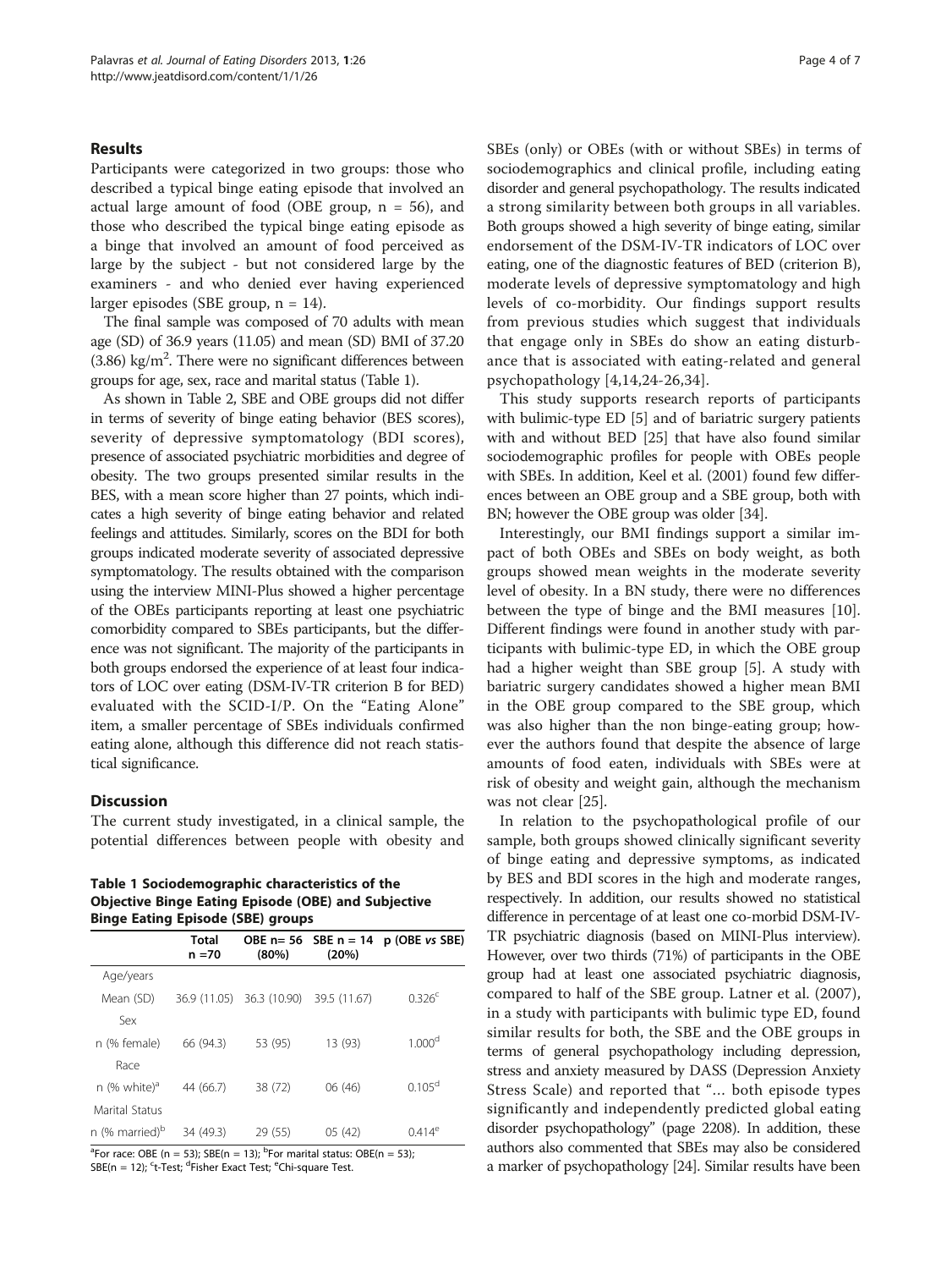## Results

Participants were categorized in two groups: those who described a typical binge eating episode that involved an actual large amount of food (OBE group, n = 56), and those who described the typical binge eating episode as a binge that involved an amount of food perceived as large by the subject - but not considered large by the examiners - and who denied ever having experienced larger episodes (SBE group, n = 14).

The final sample was composed of 70 adults with mean age (SD) of 36.9 years (11.05) and mean (SD) BMI of 37.20 (3.86) $kg/m^2$. There were no significant differences between groups for age, sex, race and marital status (Table 1).

As shown in Table 2, SBE and OBE groups did not differ in terms of severity of binge eating behavior (BES scores), severity of depressive symptomatology (BDI scores), presence of associated psychiatric morbidities and degree of obesity. The two groups presented similar results in the BES, with a mean score higher than 27 points, which indicates a high severity of binge eating behavior and related feelings and attitudes. Similarly, scores on the BDI for both groups indicated moderate severity of associated depressive symptomatology. The results obtained with the comparison using the interview MINI-Plus showed a higher percentage of the OBEs participants reporting at least one psychiatric comorbidity compared to SBEs participants, but the difference was not significant. The majority of the participants in both groups endorsed the experience of at least four indicators of LOC over eating (DSM-IV-TR criterion B for BED) evaluated with the SCID-I/P. On the "Eating Alone" item, a smaller percentage of SBEs individuals confirmed eating alone, although this difference did not reach statistical significance.

## Discussion

The current study investigated, in a clinical sample, the potential differences between people with obesity and SBEs (only) or OBEs (with or without SBEs) in terms of sociodemographics and clinical profile, including eating disorder and general psychopathology. The results indicated a strong similarity between both groups in all variables. Both groups showed a high severity of binge eating, similar endorsement of the DSM-IV-TR indicators of LOC over eating, one of the diagnostic features of BED (criterion B), moderate levels of depressive symptomatology and high levels of co-morbidity. Our findings support results from previous studies which suggest that individuals that engage only in SBEs do show an eating disturbance that is associated with eating-related and general psychopathology [4,14,24-26,34].

**Table 1 Sociodemographic characteristics of the Objective Binge Eating Episode (OBE) and Subjective Binge Eating Episode (SBE) groups**

| | Total n =70 | OBE n= 56 (80%) | SBE n = 14 (20%) | p (OBE *vs* SBE) |
|---|---|---|---|---|
| Age/years | | | | |
| Mean (SD) | 36.9 (11.05) | 36.3 (10.90) | 39.5 (11.67) | 0.326[c] |
| Sex | | | | |
| n (% female) | 66 (94.3) | 53 (95) | 13 (93) | 1.000[d] |
| Race | | | | |
| n (% white)[a] | 44 (66.7) | 38 (72) | 06 (46) | 0.105[d] |
| Marital Status | | | | |
| n (% married)[b] | 34 (49.3) | 29 (55) | 05 (42) | 0.414[e] |

[a]For race: OBE (n = 53); SBE(n = 13); [b]For marital status: OBE(n = 53); SBE(n = 12); [c]t-Test; [d]Fisher Exact Test; [e]Chi-square Test.

This study supports research reports of participants with bulimic-type ED [5] and of bariatric surgery patients with and without BED [25] that have also found similar sociodemographic profiles for people with OBEs people with SBEs. In addition, Keel et al. (2001) found few differences between an OBE group and a SBE group, both with BN; however the OBE group was older [34].

Interestingly, our BMI findings support a similar impact of both OBEs and SBEs on body weight, as both groups showed mean weights in the moderate severity level of obesity. In a BN study, there were no differences between the type of binge and the BMI measures [10]. Different findings were found in another study with participants with bulimic-type ED, in which the OBE group had a higher weight than SBE group [5]. A study with bariatric surgery candidates showed a higher mean BMI in the OBE group compared to the SBE group, which was also higher than the non binge-eating group; however the authors found that despite the absence of large amounts of food eaten, individuals with SBEs were at risk of obesity and weight gain, although the mechanism was not clear [25].

In relation to the psychopathological profile of our sample, both groups showed clinically significant severity of binge eating and depressive symptoms, as indicated by BES and BDI scores in the high and moderate ranges, respectively. In addition, our results showed no statistical difference in percentage of at least one co-morbid DSM-IV-TR psychiatric diagnosis (based on MINI-Plus interview). However, over two thirds (71%) of participants in the OBE group had at least one associated psychiatric diagnosis, compared to half of the SBE group. Latner et al. (2007), in a study with participants with bulimic type ED, found similar results for both, the SBE and the OBE groups in terms of general psychopathology including depression, stress and anxiety measured by DASS (Depression Anxiety Stress Scale) and reported that "… both episode types significantly and independently predicted global eating disorder psychopathology" (page 2208). In addition, these authors also commented that SBEs may also be considered a marker of psychopathology [24]. Similar results have been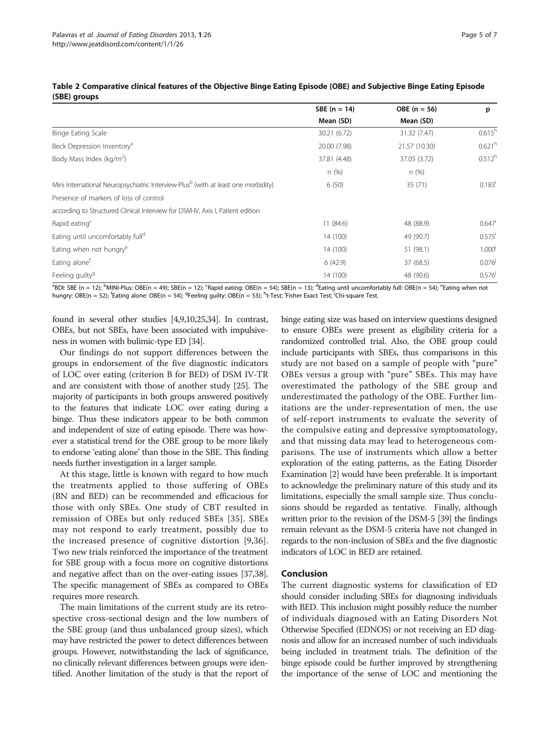**Table 2 Comparative clinical features of the Objective Binge Eating Episode (OBE) and Subjective Binge Eating Episode (SBE) groups**

| | SBE (n = 14) | OBE (n = 56) | p |
|---|---|---|---|
| | Mean (SD) | Mean (SD) | |
| Binge Eating Scale | 30.21 (6.72) | 31.32 (7.47) | 0.615[h] |
| Beck Depression Inventory[a] | 20.00 (7.98) | 21.57 (10.30) | 0.621[h] |
| Body Mass Index (kg/m$^2$) | 37.81 (4.48) | 37.05 (3.72) | 0.512[h] |
| | n (%) | n (%) | |
| Mini International Neuropsychiatric Interview-Plus[b] (with at least one morbidity) | 6 (50) | 35 (71) | 0.183[i] |
| Presence of markers of loss of control | | | |
| according to Structured Clinical Interview for DSM-IV, Axis I, Patient edition | | | |
| Rapid eating[c] | 11 (84.6) | 48 (88.9) | 0.647[i] |
| Eating until uncomfortably full[d] | 14 (100) | 49 (90.7) | 0.575[i] |
| Eating when not hungry[e] | 14 (100) | 51 (98.1) | 1.000[i] |
| Eating alone[f] | 6 (42.9) | 37 (68.5) | 0.076[j] |
| Feeling guilty[g] | 14 (100) | 48 (90.6) | 0.576[i] |

[a]BDI: SBE (n = 12); [b]MINI-Plus: OBE(n = 49); SBE(n = 12); [c]Rapid eating: OBE(n = 54); SBE(n = 13); [d]Eating until uncomfortably full: OBE(n = 54); [e]Eating when not hungry: OBE(n = 52); [f]Eating alone: OBE(n = 54); [g]Feeling guilty: OBE(n = 53); [h]t-Test; [i]Fisher Exact Test; [j]Chi-square Test.

found in several other studies [4,9,10,25,34]. In contrast, OBEs, but not SBEs, have been associated with impulsiveness in women with bulimic-type ED [34].

Our findings do not support differences between the groups in endorsement of the five diagnostic indicators of LOC over eating (criterion B for BED) of DSM IV-TR and are consistent with those of another study [25]. The majority of participants in both groups answered positively to the features that indicate LOC over eating during a binge. Thus these indicators appear to be both common and independent of size of eating episode. There was however a statistical trend for the OBE group to be more likely to endorse 'eating alone' than those in the SBE. This finding needs further investigation in a larger sample.

At this stage, little is known with regard to how much the treatments applied to those suffering of OBEs (BN and BED) can be recommended and efficacious for those with only SBEs. One study of CBT resulted in remission of OBEs but only reduced SBEs [35]. SBEs may not respond to early treatment, possibly due to the increased presence of cognitive distortion [9,36]. Two new trials reinforced the importance of the treatment for SBE group with a focus more on cognitive distortions and negative affect than on the over-eating issues [37,38]. The specific management of SBEs as compared to OBEs requires more research.

The main limitations of the current study are its retrospective cross-sectional design and the low numbers of the SBE group (and thus unbalanced group sizes), which may have restricted the power to detect differences between groups. However, notwithstanding the lack of significance, no clinically relevant differences between groups were identified. Another limitation of the study is that the report of binge eating size was based on interview questions designed to ensure OBEs were present as eligibility criteria for a randomized controlled trial. Also, the OBE group could include participants with SBEs, thus comparisons in this study are not based on a sample of people with "pure" OBEs versus a group with "pure" SBEs. This may have overestimated the pathology of the SBE group and underestimated the pathology of the OBE. Further limitations are the under-representation of men, the use of self-report instruments to evaluate the severity of the compulsive eating and depressive symptomatology, and that missing data may lead to heterogeneous comparisons. The use of instruments which allow a better exploration of the eating patterns, as the Eating Disorder Examination [2] would have been preferable. It is important to acknowledge the preliminary nature of this study and its limitations, especially the small sample size. Thus conclusions should be regarded as tentative. Finally, although written prior to the revision of the DSM-5 [39] the findings remain relevant as the DSM-5 criteria have not changed in regards to the non-inclusion of SBEs and the five diagnostic indicators of LOC in BED are retained.

## Conclusion

The current diagnostic systems for classification of ED should consider including SBEs for diagnosing individuals with BED. This inclusion might possibly reduce the number of individuals diagnosed with an Eating Disorders Not Otherwise Specified (EDNOS) or not receiving an ED diagnosis and allow for an increased number of such individuals being included in treatment trials. The definition of the binge episode could be further improved by strengthening the importance of the sense of LOC and mentioning the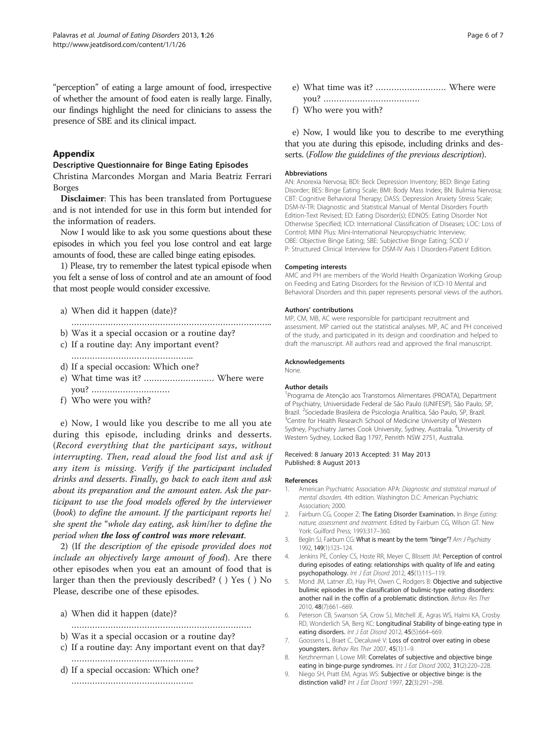"perception" of eating a large amount of food, irrespective of whether the amount of food eaten is really large. Finally, our findings highlight the need for clinicians to assess the presence of SBE and its clinical impact.

## Appendix

### Descriptive Questionnaire for Binge Eating Episodes

Christina Marcondes Morgan and Maria Beatriz Ferrari Borges

**Disclaimer**: This has been translated from Portuguese and is not intended for use in this form but intended for the information of readers.

Now I would like to ask you some questions about these episodes in which you feel you lose control and eat large amounts of food, these are called binge eating episodes.

1) Please, try to remember the latest typical episode when you felt a sense of loss of control and ate an amount of food that most people would consider excessive.

a) When did it happen (date)? ……………………………………………………………………..
b) Was it a special occasion or a routine day?
c) If a routine day: Any important event? ………………………………………..
d) If a special occasion: Which one?
e) What time was it? ……………………… Where were you? …………………………
f) Who were you with?

e) Now, I would like you describe to me all you ate during this episode, including drinks and desserts. (*Record everything that the participant says, without interrupting. Then, read aloud the food list and ask if any item is missing. Verify if the participant included drinks and desserts. Finally, go back to each item and ask about its preparation and the amount eaten. Ask the participant to use the food models offered by the interviewer (book) to define the amount. If the participant reports he/she spent the "whole day eating, ask him/her to define the period when* ***the loss of control was more relevant****.*

2) (*If the description of the episode provided does not include an objectively large amount of food*). Are there other episodes when you eat an amount of food that is larger than then the previously described? ( ) Yes ( ) No Please, describe one of these episodes.

a) When did it happen (date)? ……………………………………………………………
b) Was it a special occasion or a routine day?
c) If a routine day: Any important event on that day? ………………………………………..
d) If a special occasion: Which one? ………………………………………..
e) What time was it? ……………………… Where were you? ……………………………….
f) Who were you with?

e) Now, I would like you to describe to me everything that you ate during this episode, including drinks and desserts. (*Follow the guidelines of the previous description*).

#### Abbreviations

AN: Anorexia Nervosa; BDI: Beck Depression Inventory; BED: Binge Eating Disorder; BES: Binge Eating Scale; BMI: Body Mass Index; BN: Bulimia Nervosa; CBT: Cognitive Behavioral Therapy; DASS: Depression Anxiety Stress Scale; DSM-IV-TR: Diagnostic and Statistical Manual of Mental Disorders Fourth Edition-Text Revised; ED: Eating Disorder(s); EDNOS: Eating Disorder Not Otherwise Specified; ICD: International Classification of Diseases; LOC: Loss of Control; MINI Plus: Mini-International Neuropsychiatric Interview; OBE: Objective Binge Eating; SBE: Subjective Binge Eating; SCID I/P: Structured Clinical Interview for DSM-IV Axis I Disorders-Patient Edition.

#### Competing interests

AMC and PH are members of the World Health Organization Working Group on Feeding and Eating Disorders for the Revision of ICD-10 Mental and Behavioral Disorders and this paper represents personal views of the authors.

#### Authors' contributions

MP, CM, MB, AC were responsible for participant recruitment and assessment. MP carried out the statistical analyses. MP, AC and PH conceived of the study, and participated in its design and coordination and helped to draft the manuscript. All authors read and approved the final manuscript.

#### Acknowledgements

None.

#### Author details

[1]Programa de Atenção aos Transtornos Alimentares (PROATA), Department of Psychiatry, Universidade Federal de São Paulo (UNIFESP), São Paulo, SP, Brazil. [2]Sociedade Brasileira de Psicologia Analítica, São Paulo, SP, Brazil. [3]Centre for Health Research School of Medicine University of Western Sydney, Psychiatry James Cook University, Sydney, Australia. [4]University of Western Sydney, Locked Bag 1797, Penrith NSW 2751, Australia.

Received: 8 January 2013 Accepted: 31 May 2013
Published: 8 August 2013

#### References

1. American Psychiatric Association APA: *Diagnostic and statistical manual of mental disorders.* 4th edition. Washington D.C: American Psychiatric Association; 2000.
2. Fairburn CG, Cooper Z: **The Eating Disorder Examination.** In *Binge Eating: nature, assessment and treatment.* Edited by Fairburn CG, Wilson GT. New York: Guilford Press; 1993:317–360.
3. Beglin SJ, Fairburn CG: **What is meant by the term "binge"?** *Am J Psychiatry* 1992, **149**(1):123–124.
4. Jenkins PE, Conley CS, Hoste RR, Meyer C, Blissett JM: **Perception of control during episodes of eating: relationships with quality of life and eating psychopathology.** *Int J Eat Disord* 2012, **45**(1):115–119.
5. Mond JM, Latner JD, Hay PH, Owen C, Rodgers B: **Objective and subjective bulimic episodes in the classification of bulimic-type eating disorders: another nail in the coffin of a problematic distinction.** *Behav Res Ther* 2010, **48**(7):661–669.
6. Peterson CB, Swanson SA, Crow SJ, Mitchell JE, Agras WS, Halmi KA, Crosby RD, Wonderlich SA, Berg KC: **Longitudinal Stability of binge-eating type in eating disorders.** *Int J Eat Disord* 2012, **45**(5):664–669.
7. Goossens L, Braet C, Decaluwé V: **Loss of control over eating in obese youngsters.** *Behav Res Ther* 2007, **45**(1):1–9.
8. Kerzhnerman I, Lowe MR: **Correlates of subjective and objective binge eating in binge-purge syndromes.** *Int J Eat Disord* 2002, **31**(2):220–228.
9. Niego SH, Pratt EM, Agras WS: **Subjective or objective binge: is the distinction valid?** *Int J Eat Disord* 1997, **22**(3):291–298.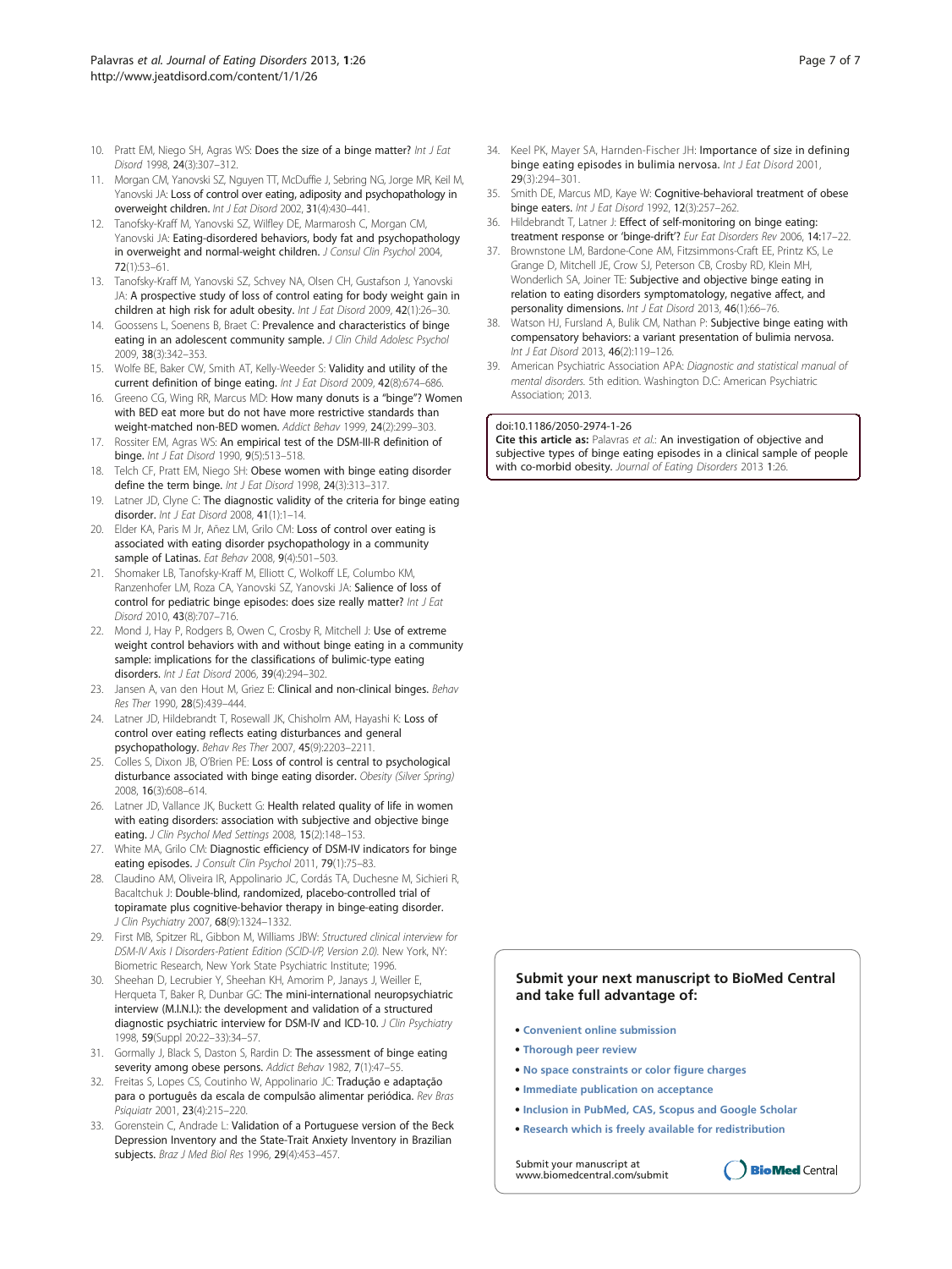10. Pratt EM, Niego SH, Agras WS: **Does the size of a binge matter?** *Int J Eat Disord* 1998, **24**(3):307–312.
11. Morgan CM, Yanovski SZ, Nguyen TT, McDuffie J, Sebring NG, Jorge MR, Keil M, Yanovski JA: **Loss of control over eating, adiposity and psychopathology in overweight children.** *Int J Eat Disord* 2002, **31**(4):430–441.
12. Tanofsky-Kraff M, Yanovski SZ, Wilfley DE, Marmarosh C, Morgan CM, Yanovski JA: **Eating-disordered behaviors, body fat and psychopathology in overweight and normal-weight children.** *J Consul Clin Psychol* 2004, **72**(1):53–61.
13. Tanofsky-Kraff M, Yanovski SZ, Schvey NA, Olsen CH, Gustafson J, Yanovski JA: **A prospective study of loss of control eating for body weight gain in children at high risk for adult obesity.** *Int J Eat Disord* 2009, **42**(1):26–30.
14. Goossens L, Soenens B, Braet C: **Prevalence and characteristics of binge eating in an adolescent community sample.** *J Clin Child Adolesc Psychol* 2009, **38**(3):342–353.
15. Wolfe BE, Baker CW, Smith AT, Kelly-Weeder S: **Validity and utility of the current definition of binge eating.** *Int J Eat Disord* 2009, **42**(8):674–686.
16. Greeno CG, Wing RR, Marcus MD: **How many donuts is a "binge"? Women with BED eat more but do not have more restrictive standards than weight-matched non-BED women.** *Addict Behav* 1999, **24**(2):299–303.
17. Rossiter EM, Agras WS: **An empirical test of the DSM-III-R definition of binge.** *Int J Eat Disord* 1990, **9**(5):513–518.
18. Telch CF, Pratt EM, Niego SH: **Obese women with binge eating disorder define the term binge.** *Int J Eat Disord* 1998, **24**(3):313–317.
19. Latner JD, Clyne C: **The diagnostic validity of the criteria for binge eating disorder.** *Int J Eat Disord* 2008, **41**(1):1–14.
20. Elder KA, Paris M Jr, Añez LM, Grilo CM: **Loss of control over eating is associated with eating disorder psychopathology in a community sample of Latinas.** *Eat Behav* 2008, **9**(4):501–503.
21. Shomaker LB, Tanofsky-Kraff M, Elliott C, Wolkoff LE, Columbo KM, Ranzenhofer LM, Roza CA, Yanovski SZ, Yanovski JA: **Salience of loss of control for pediatric binge episodes: does size really matter?** *Int J Eat Disord* 2010, **43**(8):707–716.
22. Mond J, Hay P, Rodgers B, Owen C, Crosby R, Mitchell J: **Use of extreme weight control behaviors with and without binge eating in a community sample: implications for the classifications of bulimic-type eating disorders.** *Int J Eat Disord* 2006, **39**(4):294–302.
23. Jansen A, van den Hout M, Griez E: **Clinical and non-clinical binges.** *Behav Res Ther* 1990, **28**(5):439–444.
24. Latner JD, Hildebrandt T, Rosewall JK, Chisholm AM, Hayashi K: **Loss of control over eating reflects eating disturbances and general psychopathology.** *Behav Res Ther* 2007, **45**(9):2203–2211.
25. Colles S, Dixon JB, O'Brien PE: **Loss of control is central to psychological disturbance associated with binge eating disorder.** *Obesity (Silver Spring)* 2008, **16**(3):608–614.
26. Latner JD, Vallance JK, Buckett G: **Health related quality of life in women with eating disorders: association with subjective and objective binge eating.** *J Clin Psychol Med Settings* 2008, **15**(2):148–153.
27. White MA, Grilo CM: **Diagnostic efficiency of DSM-IV indicators for binge eating episodes.** *J Consult Clin Psychol* 2011, **79**(1):75–83.
28. Claudino AM, Oliveira IR, Appolinario JC, Cordás TA, Duchesne M, Sichieri R, Bacaltchuk J: **Double-blind, randomized, placebo-controlled trial of topiramate plus cognitive-behavior therapy in binge-eating disorder.** *J Clin Psychiatry* 2007, **68**(9):1324–1332.
29. First MB, Spitzer RL, Gibbon M, Williams JBW: *Structured clinical interview for DSM-IV Axis I Disorders-Patient Edition (SCID-I/P, Version 2.0).* New York, NY: Biometric Research, New York State Psychiatric Institute; 1996.
30. Sheehan D, Lecrubier Y, Sheehan KH, Amorim P, Janays J, Weiller E, Herqueta T, Baker R, Dunbar GC: **The mini-international neuropsychiatric interview (M.I.N.I.): the development and validation of a structured diagnostic psychiatric interview for DSM-IV and ICD-10.** *J Clin Psychiatry* 1998, **59**(Suppl 20:22–33):34–57.
31. Gormally J, Black S, Daston S, Rardin D: **The assessment of binge eating severity among obese persons.** *Addict Behav* 1982, **7**(1):47–55.
32. Freitas S, Lopes CS, Coutinho W, Appolinario JC: **Tradução e adaptação para o português da escala de compulsão alimentar periódica.** *Rev Bras Psiquiatr* 2001, **23**(4):215–220.
33. Gorenstein C, Andrade L: **Validation of a Portuguese version of the Beck Depression Inventory and the State-Trait Anxiety Inventory in Brazilian subjects.** *Braz J Med Biol Res* 1996, **29**(4):453–457.
34. Keel PK, Mayer SA, Harnden-Fischer JH: **Importance of size in defining binge eating episodes in bulimia nervosa.** *Int J Eat Disord* 2001, **29**(3):294–301.
35. Smith DE, Marcus MD, Kaye W: **Cognitive-behavioral treatment of obese binge eaters.** *Int J Eat Disord* 1992, **12**(3):257–262.
36. Hildebrandt T, Latner J: **Effect of self-monitoring on binge eating: treatment response or 'binge-drift'?** *Eur Eat Disorders Rev* 2006, **14**:17–22.
37. Brownstone LM, Bardone-Cone AM, Fitzsimmons-Craft EE, Printz KS, Le Grange D, Mitchell JE, Crow SJ, Peterson CB, Crosby RD, Klein MH, Wonderlich SA, Joiner TE: **Subjective and objective binge eating in relation to eating disorders symptomatology, negative affect, and personality dimensions.** *Int J Eat Disord* 2013, **46**(1):66–76.
38. Watson HJ, Fursland A, Bulik CM, Nathan P: **Subjective binge eating with compensatory behaviors: a variant presentation of bulimia nervosa.** *Int J Eat Disord* 2013, **46**(2):119–126.
39. American Psychiatric Association APA: *Diagnostic and statistical manual of mental disorders.* 5th edition. Washington D.C: American Psychiatric Association; 2013.

doi:10.1186/2050-2974-1-26

**Cite this article as:** Palavras *et al.*: An investigation of objective and subjective types of binge eating episodes in a clinical sample of people with co-morbid obesity. *Journal of Eating Disorders* 2013 **1**:26.

**Submit your next manuscript to BioMed Central and take full advantage of:**

- Convenient online submission
- Thorough peer review
- No space constraints or color figure charges
- Immediate publication on acceptance
- Inclusion in PubMed, CAS, Scopus and Google Scholar
- Research which is freely available for redistribution

Submit your manuscript at www.biomedcentral.com/submit

BioMed Central